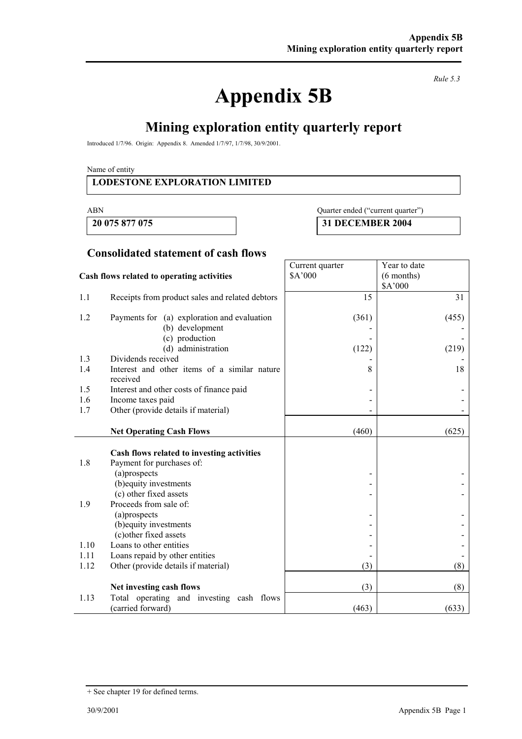*Rule 5.3*

# Appendix 5B

## Mining exploration entity quarterly report

Introduced 1/7/96. Origin: Appendix 8. Amended 1/7/97, 1/7/98, 30/9/2001.

Name of entity

| LODESTONE EXPLORATION LIMITED |
|---|

| ABN | Quarter ended ("current quarter") |
|---|---|
| **20 075 877 075** | **31 DECEMBER 2004** |

### Consolidated statement of cash flows

| | Cash flows related to operating activities | Current quarter \$A'000 | Year to date (6 months) \$A'000 |
|---|---|---|---|
| 1.1 | Receipts from product sales and related debtors | 15 | 31 |
| 1.2 | Payments for (a) exploration and evaluation | (361) | (455) |
| | (b) development | - | - |
| | (c) production | - | - |
| | (d) administration | (122) | (219) |
| 1.3 | Dividends received | - | - |
| 1.4 | Interest and other items of a similar nature received | 8 | 18 |
| 1.5 | Interest and other costs of finance paid | - | - |
| 1.6 | Income taxes paid | - | - |
| 1.7 | Other (provide details if material) | - | - |
| | **Net Operating Cash Flows** | (460) | (625) |
| | **Cash flows related to investing activities** | | |
| 1.8 | Payment for purchases of: | | |
| | (a)prospects | - | - |
| | (b)equity investments | - | - |
| | (c) other fixed assets | - | - |
| 1.9 | Proceeds from sale of: | | |
| | (a)prospects | - | - |
| | (b)equity investments | - | - |
| | (c)other fixed assets | - | - |
| 1.10 | Loans to other entities | - | - |
| 1.11 | Loans repaid by other entities | - | - |
| 1.12 | Other (provide details if material) | (3) | (8) |
| | **Net investing cash flows** | (3) | (8) |
| 1.13 | Total operating and investing cash flows (carried forward) | (463) | (633) |

+ See chapter 19 for defined terms.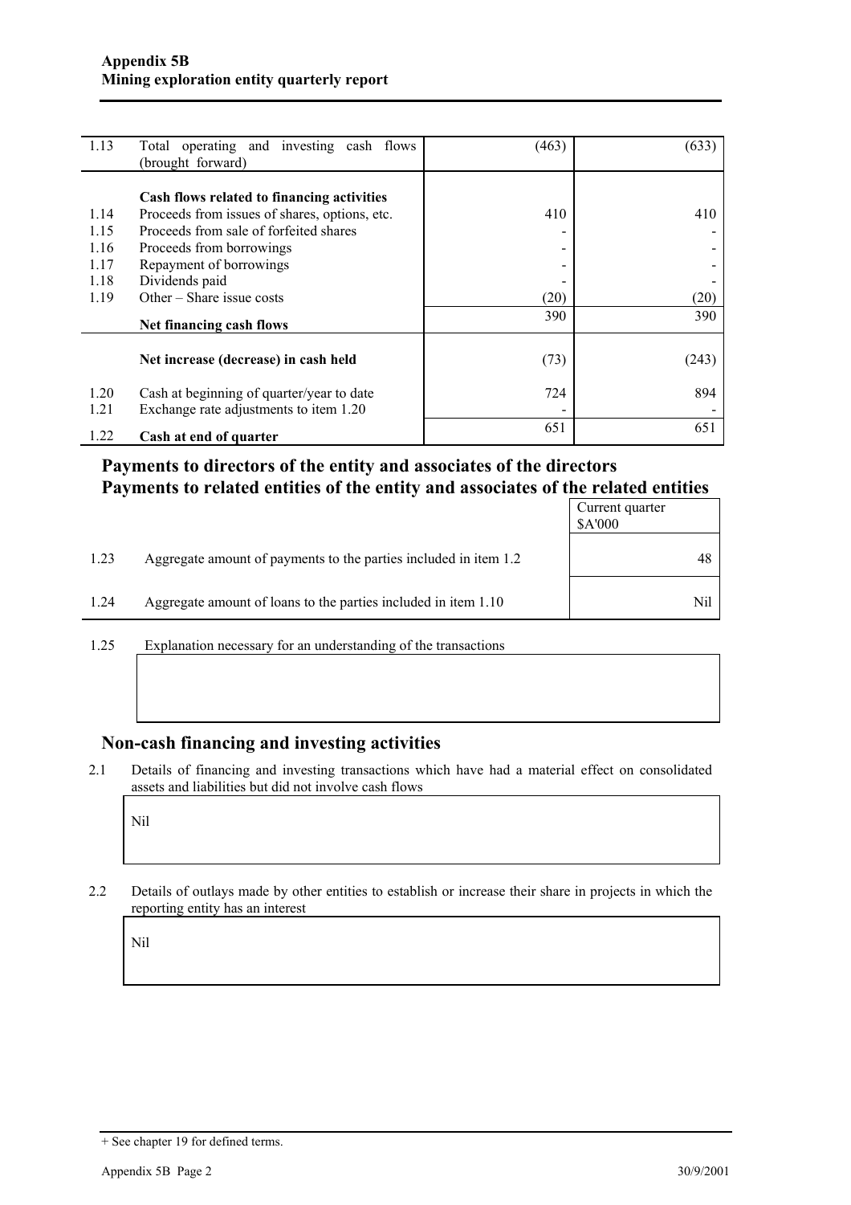| | | | |
|---|---|---|---|
| 1.13 | Total operating and investing cash flows (brought forward) | (463) | (633) |
| | **Cash flows related to financing activities** | | |
| 1.14 | Proceeds from issues of shares, options, etc. | 410 | 410 |
| 1.15 | Proceeds from sale of forfeited shares | - | - |
| 1.16 | Proceeds from borrowings | - | - |
| 1.17 | Repayment of borrowings | - | - |
| 1.18 | Dividends paid | - | - |
| 1.19 | Other – Share issue costs | (20) | (20) |
| | **Net financing cash flows** | 390 | 390 |
| | **Net increase (decrease) in cash held** | (73) | (243) |
| 1.20 | Cash at beginning of quarter/year to date | 724 | 894 |
| 1.21 | Exchange rate adjustments to item 1.20 | - | - |
| 1.22 | **Cash at end of quarter** | 651 | 651 |

## Payments to directors of the entity and associates of the directors Payments to related entities of the entity and associates of the related entities

| | | Current quarter $A'000 |
|---|---|---|
| 1.23 | Aggregate amount of payments to the parties included in item 1.2 | 48 |
| 1.24 | Aggregate amount of loans to the parties included in item 1.10 | Nil |

1.25 Explanation necessary for an understanding of the transactions

## Non-cash financing and investing activities

2.1 Details of financing and investing transactions which have had a material effect on consolidated assets and liabilities but did not involve cash flows

Nil

2.2 Details of outlays made by other entities to establish or increase their share in projects in which the reporting entity has an interest

Nil

+ See chapter 19 for defined terms.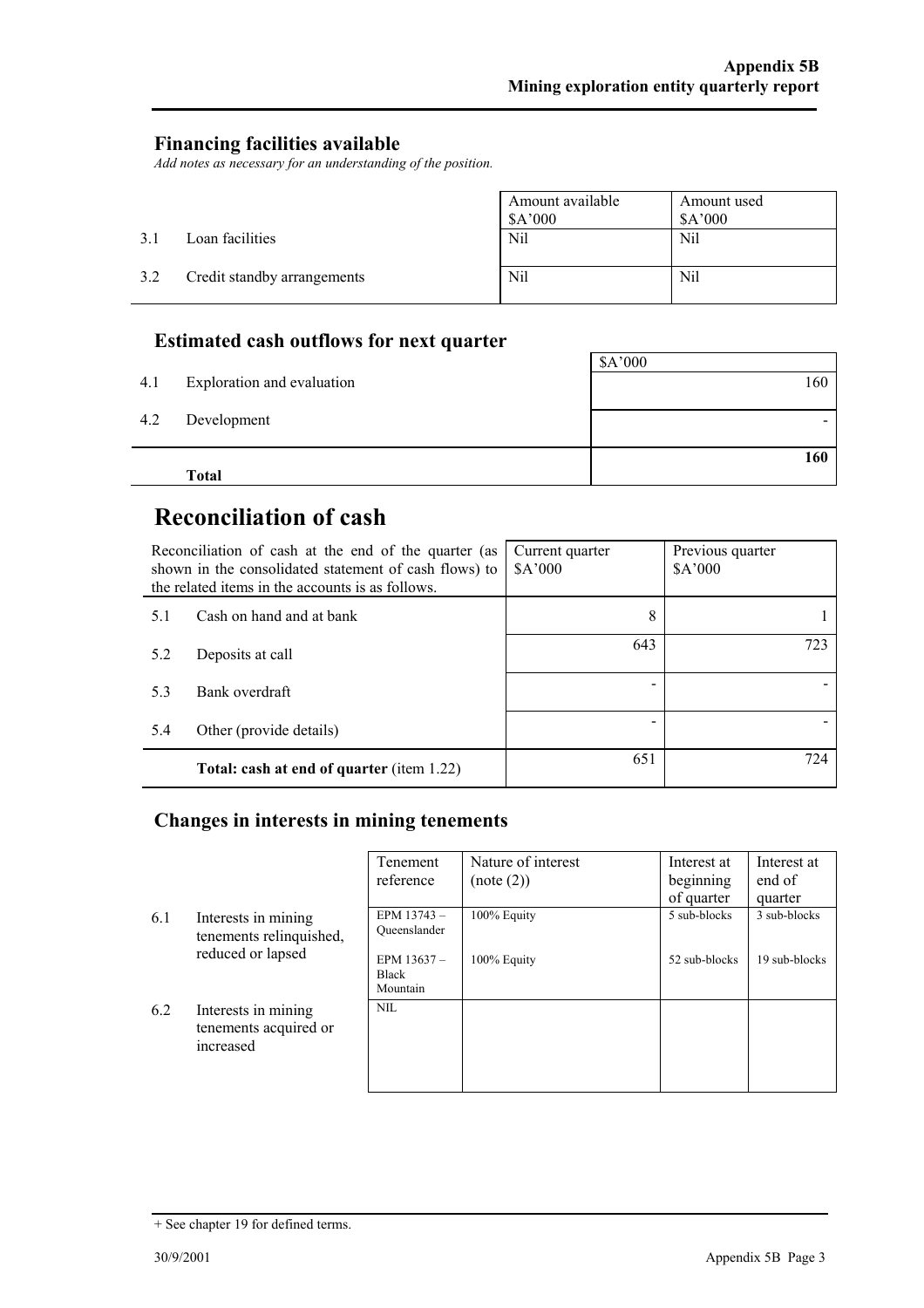## Financing facilities available

*Add notes as necessary for an understanding of the position.*

| | | Amount available $A'000 | Amount used $A'000 |
|---|---|---|---|
| 3.1 | Loan facilities | Nil | Nil |
| 3.2 | Credit standby arrangements | Nil | Nil |

## Estimated cash outflows for next quarter

| | | $A'000 |
|---|---|---|
| 4.1 | Exploration and evaluation | 160 |
| 4.2 | Development | - |
| | **Total** | **160** |

# Reconciliation of cash

| Reconciliation of cash at the end of the quarter (as shown in the consolidated statement of cash flows) to the related items in the accounts is as follows. | | Current quarter $A'000 | Previous quarter $A'000 |
|---|---|---|---|
| 5.1 | Cash on hand and at bank | 8 | 1 |
| 5.2 | Deposits at call | 643 | 723 |
| 5.3 | Bank overdraft | - | - |
| 5.4 | Other (provide details) | - | - |
| | **Total: cash at end of quarter** (item 1.22) | 651 | 724 |

## Changes in interests in mining tenements

| | | Tenement reference | Nature of interest (note (2)) | Interest at beginning of quarter | Interest at end of quarter |
|---|---|---|---|---|---|
| 6.1 | Interests in mining tenements relinquished, reduced or lapsed | EPM 13743 – Queenslander | 100% Equity | 5 sub-blocks | 3 sub-blocks |
| | | EPM 13637 – Black Mountain | 100% Equity | 52 sub-blocks | 19 sub-blocks |
| 6.2 | Interests in mining tenements acquired or increased | NIL | | | |

+ See chapter 19 for defined terms.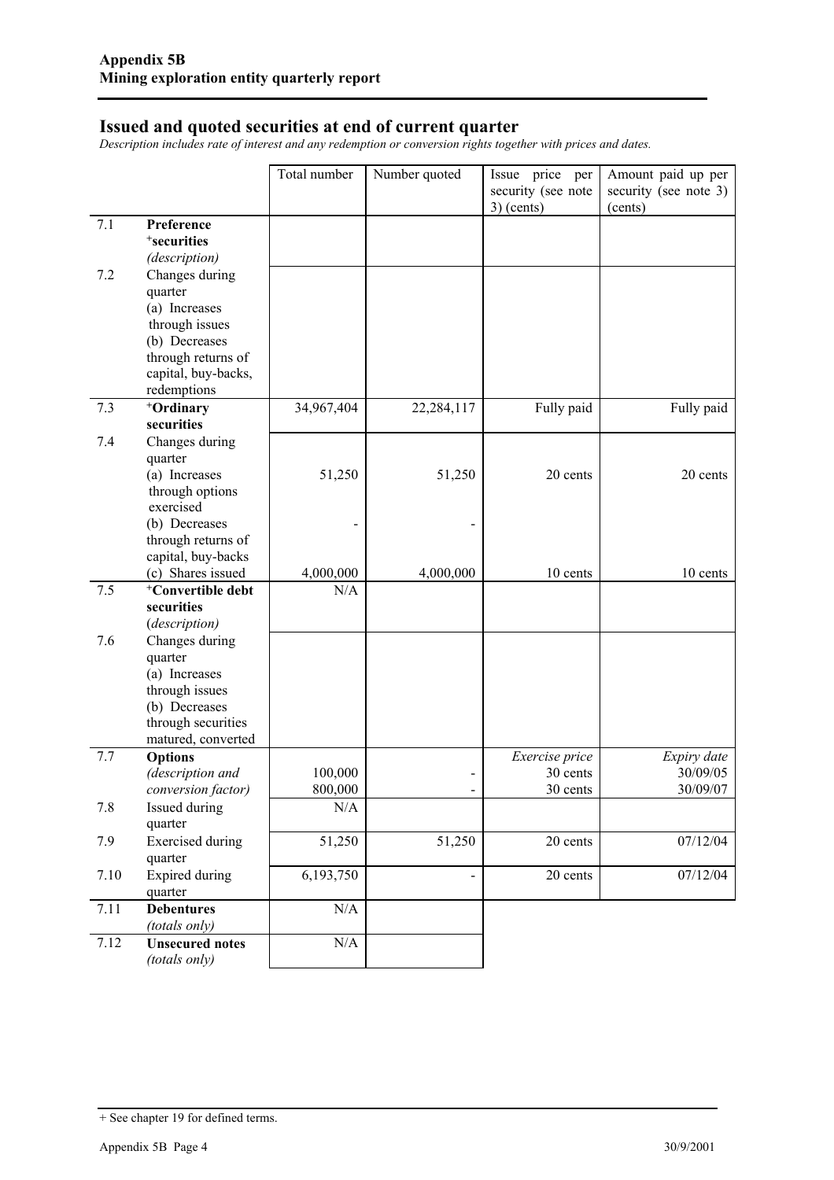## Issued and quoted securities at end of current quarter

*Description includes rate of interest and any redemption or conversion rights together with prices and dates.*

| | | Total number | Number quoted | Issue price per security (see note 3) (cents) | Amount paid up per security (see note 3) (cents) |
|---|---|---|---|---|---|
| 7.1 | **Preference +securities** *(description)* | | | | |
| 7.2 | Changes during quarter (a) Increases through issues (b) Decreases through returns of capital, buy-backs, redemptions | | | | |
| 7.3 | **+Ordinary securities** | 34,967,404 | 22,284,117 | Fully paid | Fully paid |
| 7.4 | Changes during quarter (a) Increases through options exercised | 51,250 | 51,250 | 20 cents | 20 cents |
| | (b) Decreases through returns of capital, buy-backs | - | - | | |
| | (c) Shares issued | 4,000,000 | 4,000,000 | 10 cents | 10 cents |
| 7.5 | **+Convertible debt securities** *(description)* | N/A | | | |
| 7.6 | Changes during quarter (a) Increases through issues (b) Decreases through securities matured, converted | | | | |
| 7.7 | **Options** *(description and conversion factor)* | | | *Exercise price* | *Expiry date* |
| | | 100,000 | - | 30 cents | 30/09/05 |
| | | 800,000 | - | 30 cents | 30/09/07 |
| 7.8 | Issued during quarter | N/A | | | |
| 7.9 | Exercised during quarter | 51,250 | 51,250 | 20 cents | 07/12/04 |
| 7.10 | Expired during quarter | 6,193,750 | - | 20 cents | 07/12/04 |
| 7.11 | **Debentures** *(totals only)* | N/A | | | |
| 7.12 | **Unsecured notes** *(totals only)* | N/A | | | |

+ See chapter 19 for defined terms.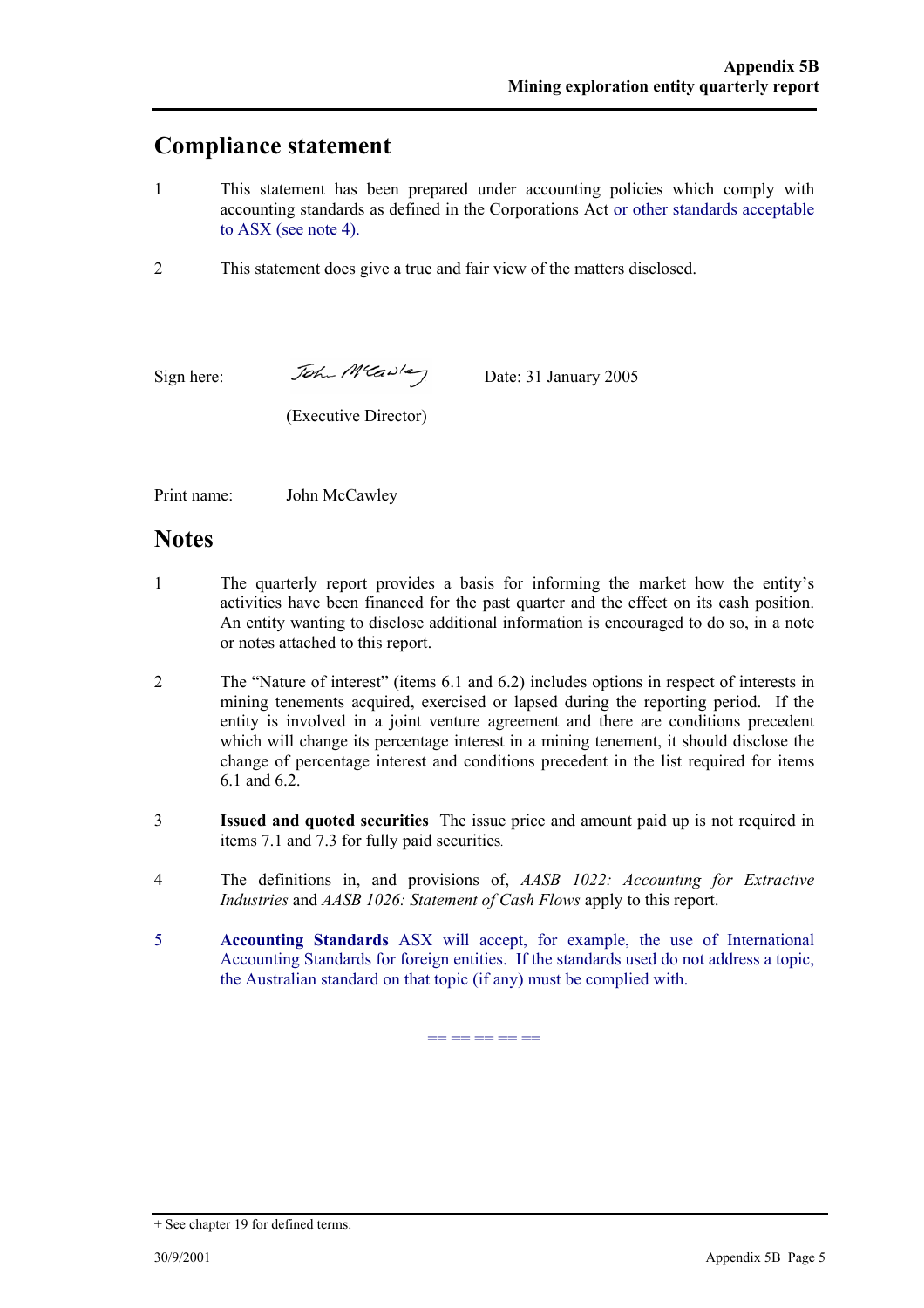## Compliance statement

1 This statement has been prepared under accounting policies which comply with accounting standards as defined in the Corporations Act or other standards acceptable to ASX (see note 4).

2 This statement does give a true and fair view of the matters disclosed.

Sign here: John McCawley Date: 31 January 2005

(Executive Director)

Print name: John McCawley

## Notes

1 The quarterly report provides a basis for informing the market how the entity's activities have been financed for the past quarter and the effect on its cash position. An entity wanting to disclose additional information is encouraged to do so, in a note or notes attached to this report.

2 The "Nature of interest" (items 6.1 and 6.2) includes options in respect of interests in mining tenements acquired, exercised or lapsed during the reporting period. If the entity is involved in a joint venture agreement and there are conditions precedent which will change its percentage interest in a mining tenement, it should disclose the change of percentage interest and conditions precedent in the list required for items 6.1 and 6.2.

3 **Issued and quoted securities** The issue price and amount paid up is not required in items 7.1 and 7.3 for fully paid securities.

4 The definitions in, and provisions of, *AASB 1022: Accounting for Extractive Industries* and *AASB 1026: Statement of Cash Flows* apply to this report.

5 **Accounting Standards** ASX will accept, for example, the use of International Accounting Standards for foreign entities. If the standards used do not address a topic, the Australian standard on that topic (if any) must be complied with.

== == == == ==

+ See chapter 19 for defined terms.